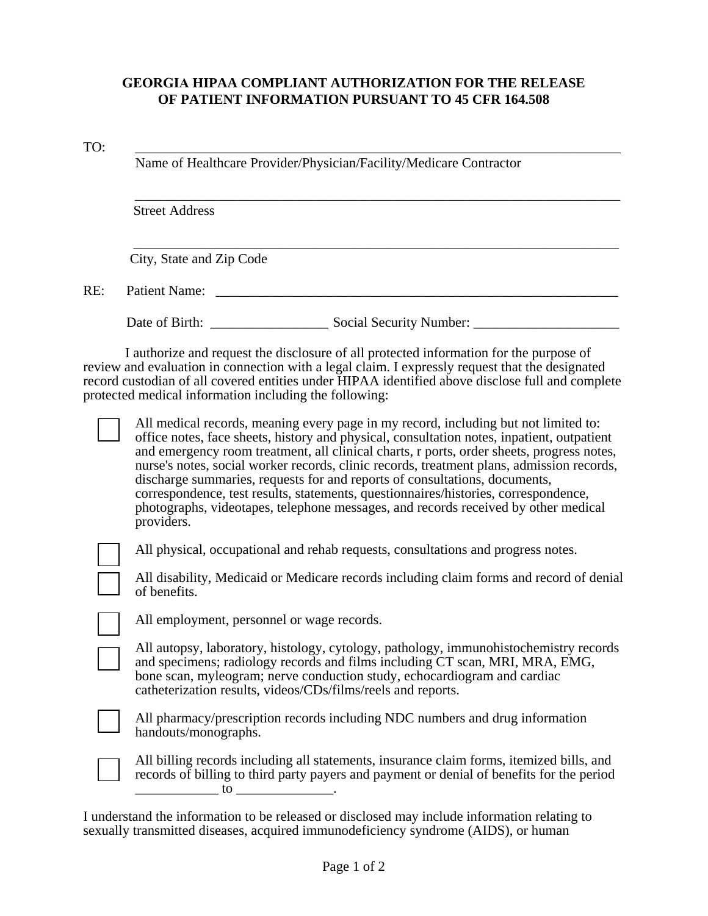# GEORGIA HIPAA COMPLIANT AUTHORIZATION FOR THE RELEASE OF PATIENT INFORMATION PURSUANT TO 45 CFR 164.508

TO: ______________________________________________________________________

Name of Healthcare Provider/Physician/Facility/Medicare Contractor

______________________________________________________________________

Street Address

______________________________________________________________________

City, State and Zip Code

RE: Patient Name: _______________________________________________________

Date of Birth: _________________ Social Security Number: _____________________

I authorize and request the disclosure of all protected information for the purpose of review and evaluation in connection with a legal claim. I expressly request that the designated record custodian of all covered entities under HIPAA identified above disclose full and complete protected medical information including the following:

- ☐ All medical records, meaning every page in my record, including but not limited to: office notes, face sheets, history and physical, consultation notes, inpatient, outpatient and emergency room treatment, all clinical charts, r ports, order sheets, progress notes, nurse's notes, social worker records, clinic records, treatment plans, admission records, discharge summaries, requests for and reports of consultations, documents, correspondence, test results, statements, questionnaires/histories, correspondence, photographs, videotapes, telephone messages, and records received by other medical providers.
- ☐ All physical, occupational and rehab requests, consultations and progress notes.
- ☐ All disability, Medicaid or Medicare records including claim forms and record of denial of benefits.
- ☐ All employment, personnel or wage records.
- ☐ All autopsy, laboratory, histology, cytology, pathology, immunohistochemistry records and specimens; radiology records and films including CT scan, MRI, MRA, EMG, bone scan, myleogram; nerve conduction study, echocardiogram and cardiac catheterization results, videos/CDs/films/reels and reports.
- ☐ All pharmacy/prescription records including NDC numbers and drug information handouts/monographs.
- ☐ All billing records including all statements, insurance claim forms, itemized bills, and records of billing to third party payers and payment or denial of benefits for the period ____________ to ______________.

I understand the information to be released or disclosed may include information relating to sexually transmitted diseases, acquired immunodeficiency syndrome (AIDS), or human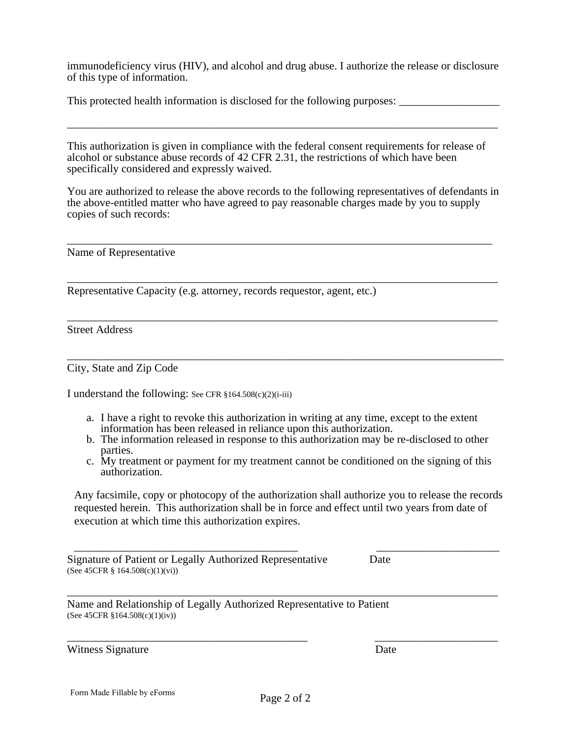immunodeficiency virus (HIV), and alcohol and drug abuse. I authorize the release or disclosure of this type of information.

This protected health information is disclosed for the following purposes: __________________

_______________________________________________________________________________

This authorization is given in compliance with the federal consent requirements for release of alcohol or substance abuse records of 42 CFR 2.31, the restrictions of which have been specifically considered and expressly waived.

You are authorized to release the above records to the following representatives of defendants in the above-entitled matter who have agreed to pay reasonable charges made by you to supply copies of such records:

_______________________________________________________________________________
Name of Representative

_______________________________________________________________________________
Representative Capacity (e.g. attorney, records requestor, agent, etc.)

_______________________________________________________________________________
Street Address

_______________________________________________________________________________
City, State and Zip Code

I understand the following: See CFR §164.508(c)(2)(i-iii)

a. I have a right to revoke this authorization in writing at any time, except to the extent information has been released in reliance upon this authorization.
b. The information released in response to this authorization may be re-disclosed to other parties.
c. My treatment or payment for my treatment cannot be conditioned on the signing of this authorization.

Any facsimile, copy or photocopy of the authorization shall authorize you to release the records requested herein. This authorization shall be in force and effect until two years from date of execution at which time this authorization expires.

__________________________________________ ______________________
Signature of Patient or Legally Authorized Representative Date
(See 45CFR § 164.508(c)(1)(vi))

_______________________________________________________________________________
Name and Relationship of Legally Authorized Representative to Patient
(See 45CFR §164.508(c)(1)(iv))

_____________________________________________ ______________________
Witness Signature Date

Form Made Fillable by eForms